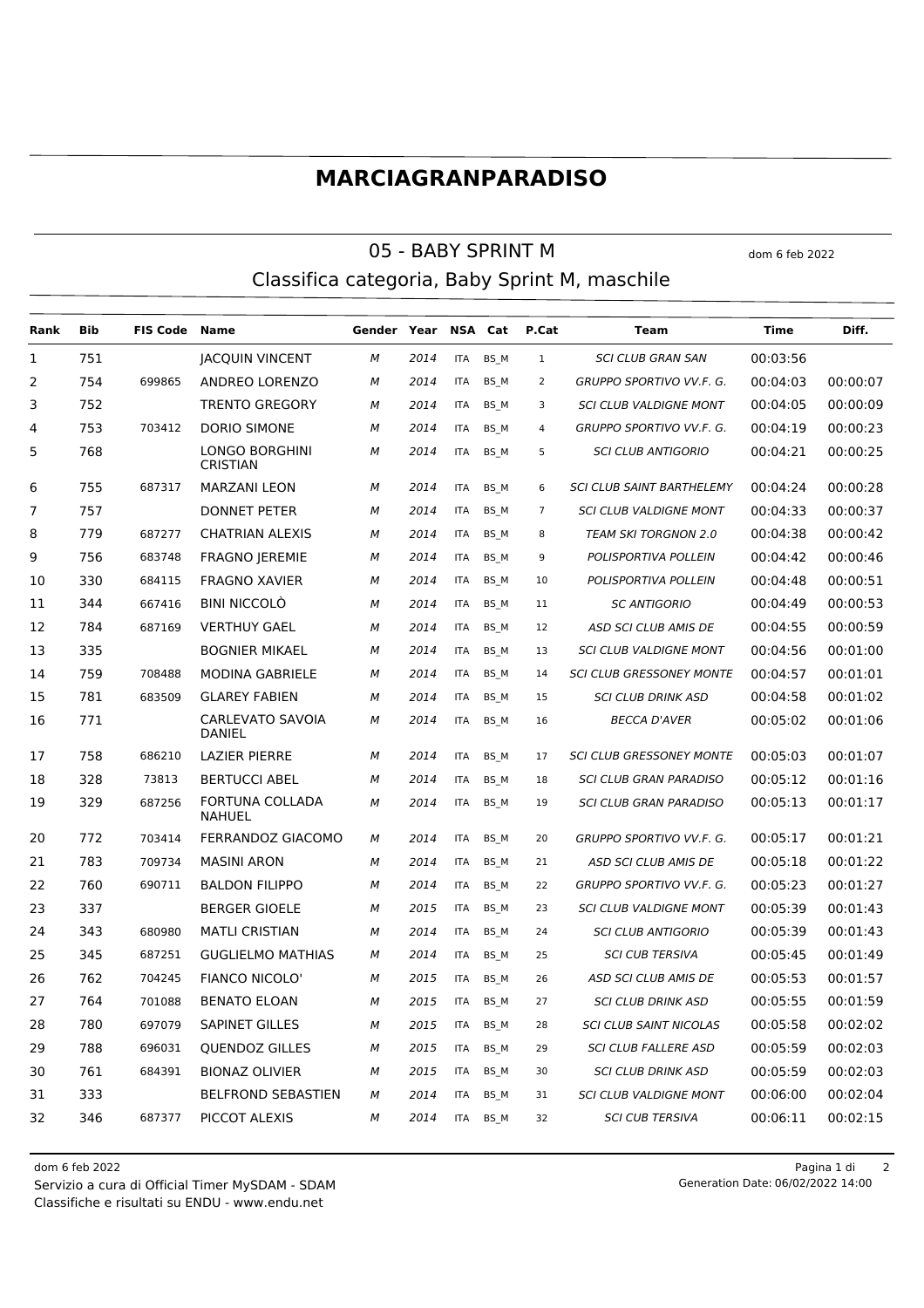# MARCIAGRANPARADISO

## 05 - BABY SPRINT M

dom 6 feb 2022

### Classifica categoria, Baby Sprint M, maschile

| Rank | Bib | FIS Code | Name | Gender | Year | NSA | Cat | P.Cat | Team | Time | Diff. |
|---|---|---|---|---|---|---|---|---|---|---|---|
| 1 | 751 | | JACQUIN VINCENT | M | 2014 | ITA | BS_M | 1 | SCI CLUB GRAN SAN | 00:03:56 | |
| 2 | 754 | 699865 | ANDREO LORENZO | M | 2014 | ITA | BS_M | 2 | GRUPPO SPORTIVO VV.F. G. | 00:04:03 | 00:00:07 |
| 3 | 752 | | TRENTO GREGORY | M | 2014 | ITA | BS_M | 3 | SCI CLUB VALDIGNE MONT | 00:04:05 | 00:00:09 |
| 4 | 753 | 703412 | DORIO SIMONE | M | 2014 | ITA | BS_M | 4 | GRUPPO SPORTIVO VV.F. G. | 00:04:19 | 00:00:23 |
| 5 | 768 | | LONGO BORGHINI CRISTIAN | M | 2014 | ITA | BS_M | 5 | SCI CLUB ANTIGORIO | 00:04:21 | 00:00:25 |
| 6 | 755 | 687317 | MARZANI LEON | M | 2014 | ITA | BS_M | 6 | SCI CLUB SAINT BARTHELEMY | 00:04:24 | 00:00:28 |
| 7 | 757 | | DONNET PETER | M | 2014 | ITA | BS_M | 7 | SCI CLUB VALDIGNE MONT | 00:04:33 | 00:00:37 |
| 8 | 779 | 687277 | CHATRIAN ALEXIS | M | 2014 | ITA | BS_M | 8 | TEAM SKI TORGNON 2.0 | 00:04:38 | 00:00:42 |
| 9 | 756 | 683748 | FRAGNO JEREMIE | M | 2014 | ITA | BS_M | 9 | POLISPORTIVA POLLEIN | 00:04:42 | 00:00:46 |
| 10 | 330 | 684115 | FRAGNO XAVIER | M | 2014 | ITA | BS_M | 10 | POLISPORTIVA POLLEIN | 00:04:48 | 00:00:51 |
| 11 | 344 | 667416 | BINI NICCOLÒ | M | 2014 | ITA | BS_M | 11 | SC ANTIGORIO | 00:04:49 | 00:00:53 |
| 12 | 784 | 687169 | VERTHUY GAEL | M | 2014 | ITA | BS_M | 12 | ASD SCI CLUB AMIS DE | 00:04:55 | 00:00:59 |
| 13 | 335 | | BOGNIER MIKAEL | M | 2014 | ITA | BS_M | 13 | SCI CLUB VALDIGNE MONT | 00:04:56 | 00:01:00 |
| 14 | 759 | 708488 | MODINA GABRIELE | M | 2014 | ITA | BS_M | 14 | SCI CLUB GRESSONEY MONTE | 00:04:57 | 00:01:01 |
| 15 | 781 | 683509 | GLAREY FABIEN | M | 2014 | ITA | BS_M | 15 | SCI CLUB DRINK ASD | 00:04:58 | 00:01:02 |
| 16 | 771 | | CARLEVATO SAVOIA DANIEL | M | 2014 | ITA | BS_M | 16 | BECCA D'AVER | 00:05:02 | 00:01:06 |
| 17 | 758 | 686210 | LAZIER PIERRE | M | 2014 | ITA | BS_M | 17 | SCI CLUB GRESSONEY MONTE | 00:05:03 | 00:01:07 |
| 18 | 328 | 73813 | BERTUCCI ABEL | M | 2014 | ITA | BS_M | 18 | SCI CLUB GRAN PARADISO | 00:05:12 | 00:01:16 |
| 19 | 329 | 687256 | FORTUNA COLLADA NAHUEL | M | 2014 | ITA | BS_M | 19 | SCI CLUB GRAN PARADISO | 00:05:13 | 00:01:17 |
| 20 | 772 | 703414 | FERRANDOZ GIACOMO | M | 2014 | ITA | BS_M | 20 | GRUPPO SPORTIVO VV.F. G. | 00:05:17 | 00:01:21 |
| 21 | 783 | 709734 | MASINI ARON | M | 2014 | ITA | BS_M | 21 | ASD SCI CLUB AMIS DE | 00:05:18 | 00:01:22 |
| 22 | 760 | 690711 | BALDON FILIPPO | M | 2014 | ITA | BS_M | 22 | GRUPPO SPORTIVO VV.F. G. | 00:05:23 | 00:01:27 |
| 23 | 337 | | BERGER GIOELE | M | 2015 | ITA | BS_M | 23 | SCI CLUB VALDIGNE MONT | 00:05:39 | 00:01:43 |
| 24 | 343 | 680980 | MATLI CRISTIAN | M | 2014 | ITA | BS_M | 24 | SCI CLUB ANTIGORIO | 00:05:39 | 00:01:43 |
| 25 | 345 | 687251 | GUGLIELMO MATHIAS | M | 2014 | ITA | BS_M | 25 | SCI CUB TERSIVA | 00:05:45 | 00:01:49 |
| 26 | 762 | 704245 | FIANCO NICOLO' | M | 2015 | ITA | BS_M | 26 | ASD SCI CLUB AMIS DE | 00:05:53 | 00:01:57 |
| 27 | 764 | 701088 | BENATO ELOAN | M | 2015 | ITA | BS_M | 27 | SCI CLUB DRINK ASD | 00:05:55 | 00:01:59 |
| 28 | 780 | 697079 | SAPINET GILLES | M | 2015 | ITA | BS_M | 28 | SCI CLUB SAINT NICOLAS | 00:05:58 | 00:02:02 |
| 29 | 788 | 696031 | QUENDOZ GILLES | M | 2015 | ITA | BS_M | 29 | SCI CLUB FALLERE ASD | 00:05:59 | 00:02:03 |
| 30 | 761 | 684391 | BIONAZ OLIVIER | M | 2015 | ITA | BS_M | 30 | SCI CLUB DRINK ASD | 00:05:59 | 00:02:03 |
| 31 | 333 | | BELFROND SEBASTIEN | M | 2014 | ITA | BS_M | 31 | SCI CLUB VALDIGNE MONT | 00:06:00 | 00:02:04 |
| 32 | 346 | 687377 | PICCOT ALEXIS | M | 2014 | ITA | BS_M | 32 | SCI CUB TERSIVA | 00:06:11 | 00:02:15 |

dom 6 feb 2022
Servizio a cura di Official Timer MySDAM - SDAM
Classifiche e risultati su ENDU - www.endu.net

Generation Date: 06/02/2022 14:00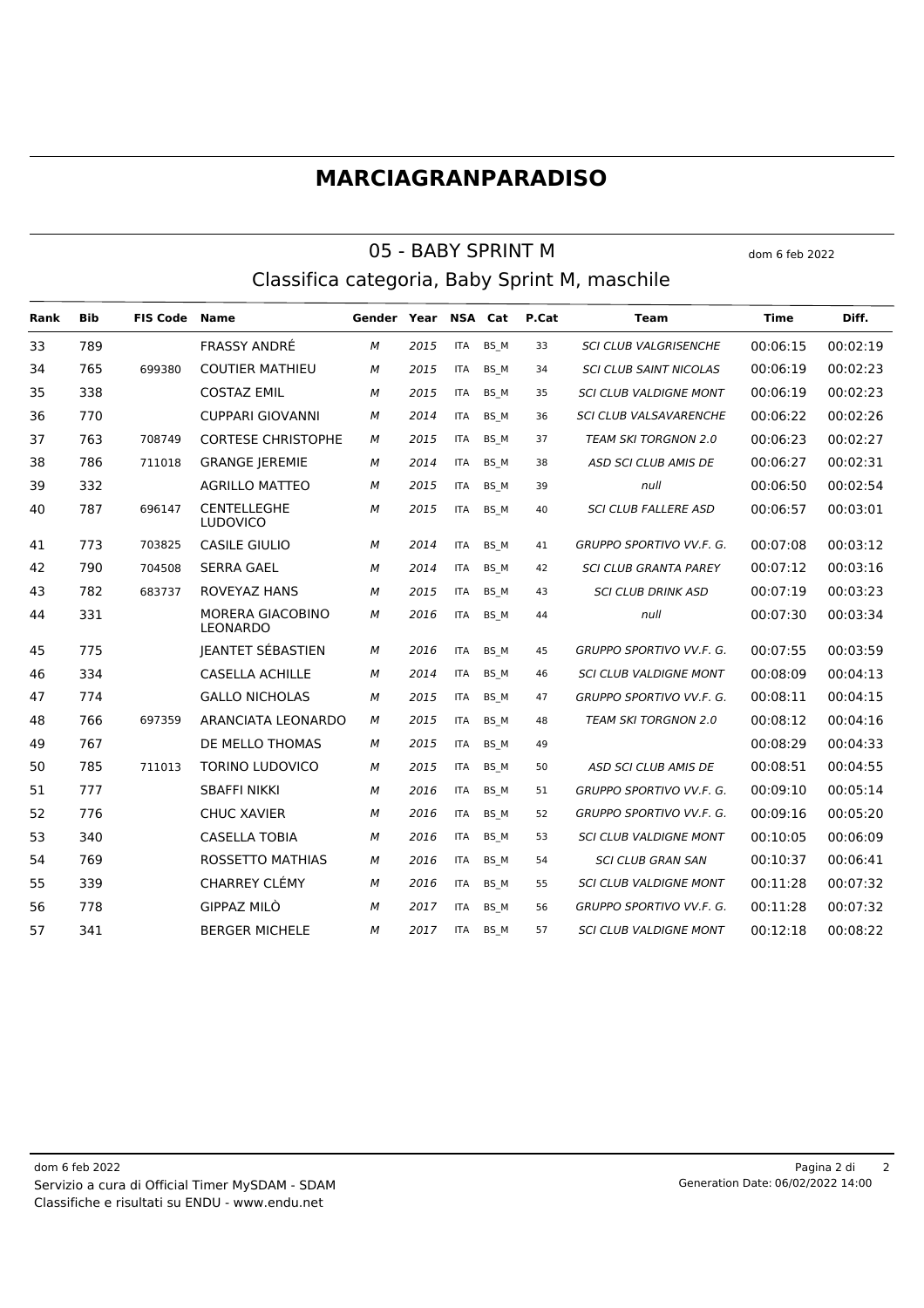# MARCIAGRANPARADISO

## 05 - BABY SPRINT M

dom 6 feb 2022

### Classifica categoria, Baby Sprint M, maschile

| Rank | Bib | FIS Code | Name | Gender | Year | NSA | Cat | P.Cat | Team | Time | Diff. |
|---|---|---|---|---|---|---|---|---|---|---|---|
| 33 | 789 | | FRASSY ANDRÉ | M | 2015 | ITA | BS_M | 33 | SCI CLUB VALGRISENCHE | 00:06:15 | 00:02:19 |
| 34 | 765 | 699380 | COUTIER MATHIEU | M | 2015 | ITA | BS_M | 34 | SCI CLUB SAINT NICOLAS | 00:06:19 | 00:02:23 |
| 35 | 338 | | COSTAZ EMIL | M | 2015 | ITA | BS_M | 35 | SCI CLUB VALDIGNE MONT | 00:06:19 | 00:02:23 |
| 36 | 770 | | CUPPARI GIOVANNI | M | 2014 | ITA | BS_M | 36 | SCI CLUB VALSAVARENCHE | 00:06:22 | 00:02:26 |
| 37 | 763 | 708749 | CORTESE CHRISTOPHE | M | 2015 | ITA | BS_M | 37 | TEAM SKI TORGNON 2.0 | 00:06:23 | 00:02:27 |
| 38 | 786 | 711018 | GRANGE JEREMIE | M | 2014 | ITA | BS_M | 38 | ASD SCI CLUB AMIS DE | 00:06:27 | 00:02:31 |
| 39 | 332 | | AGRILLO MATTEO | M | 2015 | ITA | BS_M | 39 | null | 00:06:50 | 00:02:54 |
| 40 | 787 | 696147 | CENTELLEGHE LUDOVICO | M | 2015 | ITA | BS_M | 40 | SCI CLUB FALLERE ASD | 00:06:57 | 00:03:01 |
| 41 | 773 | 703825 | CASILE GIULIO | M | 2014 | ITA | BS_M | 41 | GRUPPO SPORTIVO VV.F. G. | 00:07:08 | 00:03:12 |
| 42 | 790 | 704508 | SERRA GAEL | M | 2014 | ITA | BS_M | 42 | SCI CLUB GRANTA PAREY | 00:07:12 | 00:03:16 |
| 43 | 782 | 683737 | ROVEYAZ HANS | M | 2015 | ITA | BS_M | 43 | SCI CLUB DRINK ASD | 00:07:19 | 00:03:23 |
| 44 | 331 | | MORERA GIACOBINO LEONARDO | M | 2016 | ITA | BS_M | 44 | null | 00:07:30 | 00:03:34 |
| 45 | 775 | | JEANTET SÉBASTIEN | M | 2016 | ITA | BS_M | 45 | GRUPPO SPORTIVO VV.F. G. | 00:07:55 | 00:03:59 |
| 46 | 334 | | CASELLA ACHILLE | M | 2014 | ITA | BS_M | 46 | SCI CLUB VALDIGNE MONT | 00:08:09 | 00:04:13 |
| 47 | 774 | | GALLO NICHOLAS | M | 2015 | ITA | BS_M | 47 | GRUPPO SPORTIVO VV.F. G. | 00:08:11 | 00:04:15 |
| 48 | 766 | 697359 | ARANCIATA LEONARDO | M | 2015 | ITA | BS_M | 48 | TEAM SKI TORGNON 2.0 | 00:08:12 | 00:04:16 |
| 49 | 767 | | DE MELLO THOMAS | M | 2015 | ITA | BS_M | 49 | | 00:08:29 | 00:04:33 |
| 50 | 785 | 711013 | TORINO LUDOVICO | M | 2015 | ITA | BS_M | 50 | ASD SCI CLUB AMIS DE | 00:08:51 | 00:04:55 |
| 51 | 777 | | SBAFFI NIKKI | M | 2016 | ITA | BS_M | 51 | GRUPPO SPORTIVO VV.F. G. | 00:09:10 | 00:05:14 |
| 52 | 776 | | CHUC XAVIER | M | 2016 | ITA | BS_M | 52 | GRUPPO SPORTIVO VV.F. G. | 00:09:16 | 00:05:20 |
| 53 | 340 | | CASELLA TOBIA | M | 2016 | ITA | BS_M | 53 | SCI CLUB VALDIGNE MONT | 00:10:05 | 00:06:09 |
| 54 | 769 | | ROSSETTO MATHIAS | M | 2016 | ITA | BS_M | 54 | SCI CLUB GRAN SAN | 00:10:37 | 00:06:41 |
| 55 | 339 | | CHARREY CLÉMY | M | 2016 | ITA | BS_M | 55 | SCI CLUB VALDIGNE MONT | 00:11:28 | 00:07:32 |
| 56 | 778 | | GIPPAZ MILÒ | M | 2017 | ITA | BS_M | 56 | GRUPPO SPORTIVO VV.F. G. | 00:11:28 | 00:07:32 |
| 57 | 341 | | BERGER MICHELE | M | 2017 | ITA | BS_M | 57 | SCI CLUB VALDIGNE MONT | 00:12:18 | 00:08:22 |

dom 6 feb 2022
Servizio a cura di Official Timer MySDAM - SDAM
Classifiche e risultati su ENDU - www.endu.net

Generation Date: 06/02/2022 14:00